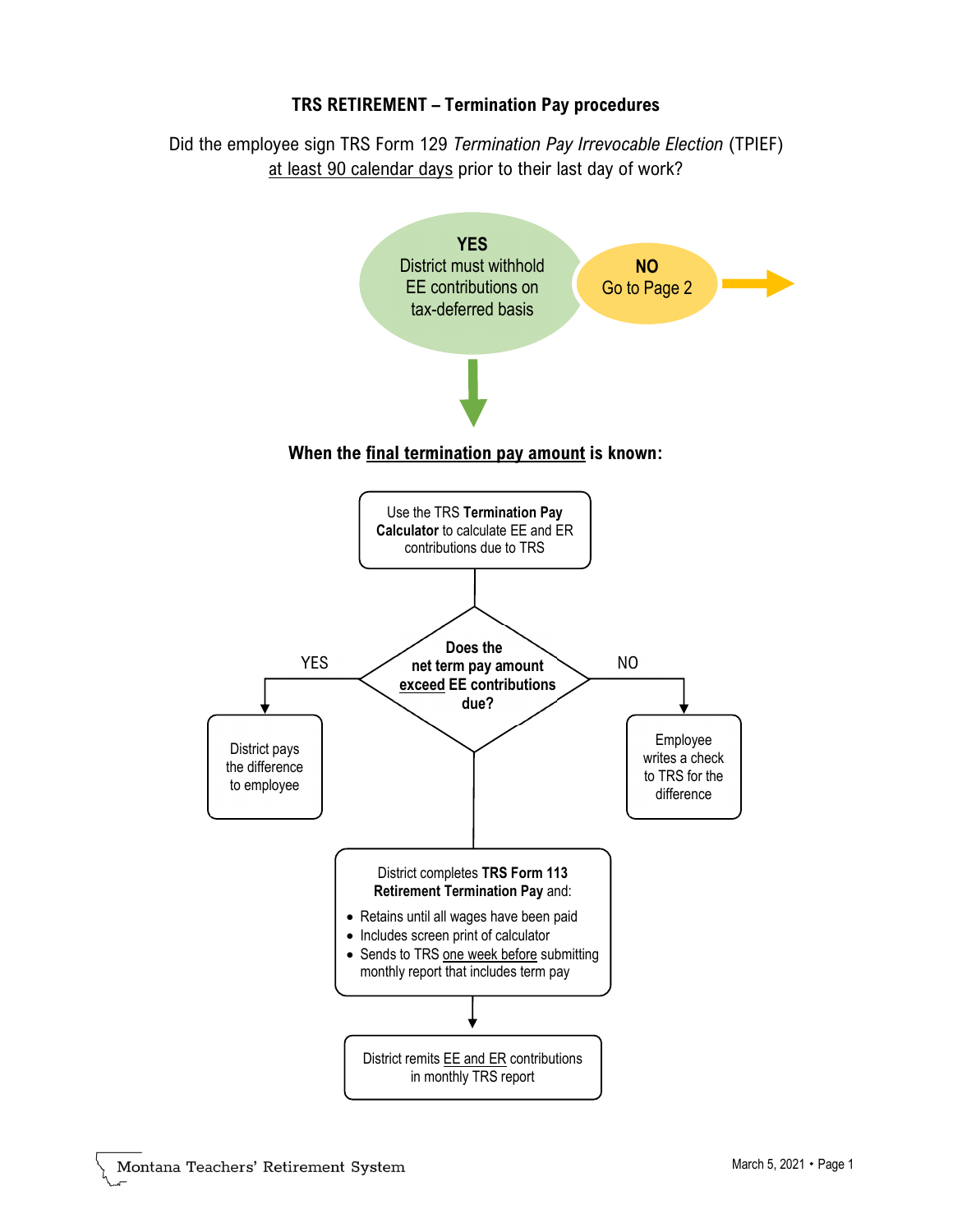# TRS RETIREMENT – Termination Pay procedures

Did the employee sign TRS Form 129 *Termination Pay Irrevocable Election* (TPIEF) at least 90 calendar days prior to their last day of work?

**YES**
District must withhold EE contributions on tax-deferred basis

**NO**
Go to Page 2

**When the final termination pay amount is known:**

Use the TRS **Termination Pay Calculator** to calculate EE and ER contributions due to TRS

**Does the net term pay amount exceed EE contributions due?**

- YES: District pays the difference to employee
- NO: Employee writes a check to TRS for the difference

District completes **TRS Form 113 Retirement Termination Pay** and:

- Retains until all wages have been paid
- Includes screen print of calculator
- Sends to TRS one week before submitting monthly report that includes term pay

District remits EE and ER contributions in monthly TRS report

Montana Teachers' Retirement System

March 5, 2021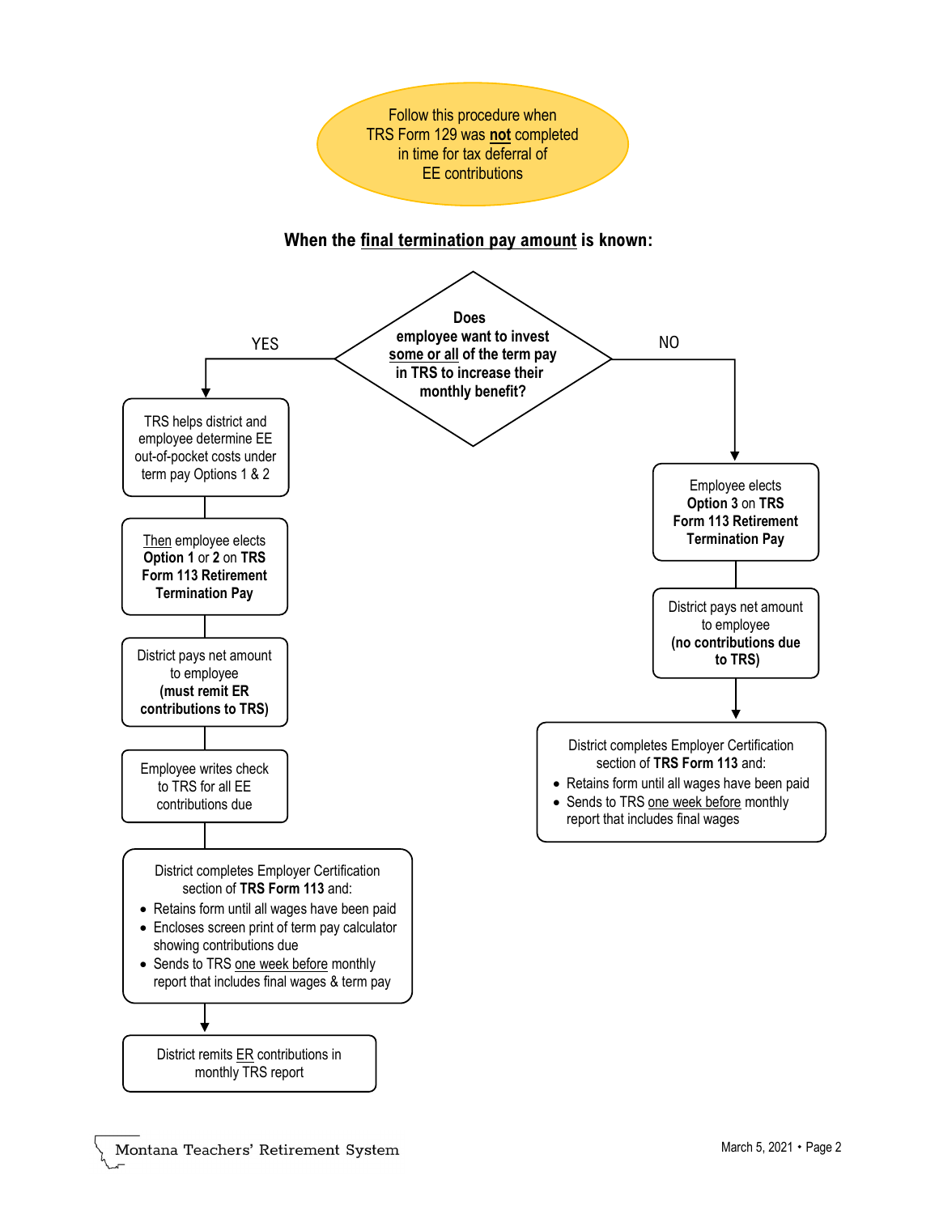Follow this procedure when TRS Form 129 was **not** completed in time for tax deferral of EE contributions

## When the final termination pay amount is known:

**Does employee want to invest some or all of the term pay in TRS to increase their monthly benefit?**

### YES

1. TRS helps district and employee determine EE out-of-pocket costs under term pay Options 1 & 2
2. Then employee elects **Option 1** or **2** on **TRS Form 113 Retirement Termination Pay**
3. District pays net amount to employee **(must remit ER contributions to TRS)**
4. Employee writes check to TRS for all EE contributions due
5. District completes Employer Certification section of **TRS Form 113** and:
   - Retains form until all wages have been paid
   - Encloses screen print of term pay calculator showing contributions due
   - Sends to TRS one week before monthly report that includes final wages & term pay
6. District remits ER contributions in monthly TRS report

### NO

1. Employee elects **Option 3** on **TRS Form 113 Retirement Termination Pay**
2. District pays net amount to employee **(no contributions due to TRS)**
3. District completes Employer Certification section of **TRS Form 113** and:
   - Retains form until all wages have been paid
   - Sends to TRS one week before monthly report that includes final wages

Montana Teachers' Retirement System

March 5, 2021